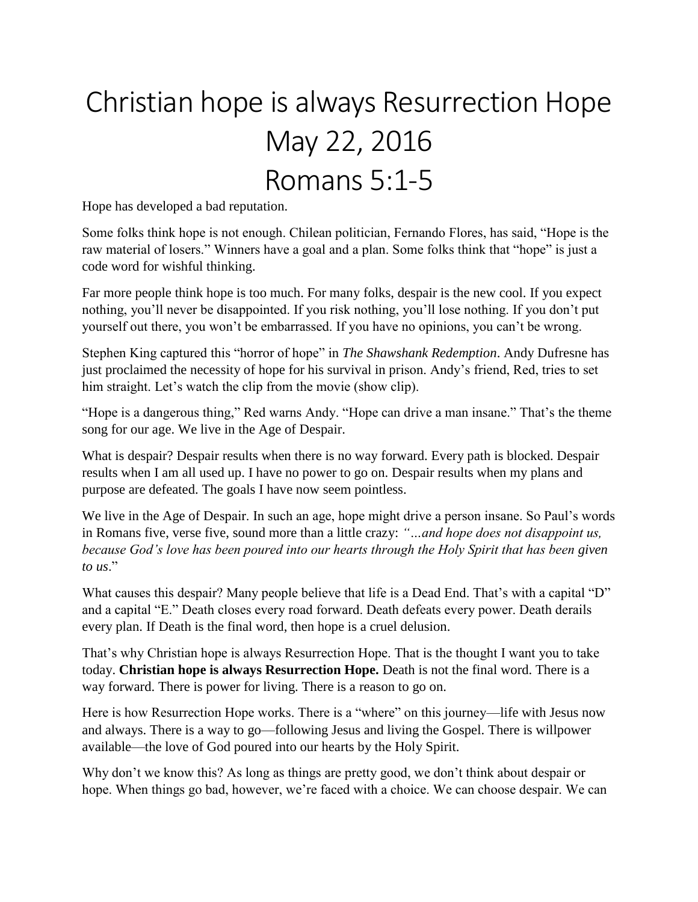# Christian hope is always Resurrection Hope May 22, 2016 Romans 5:1-5

Hope has developed a bad reputation.

Some folks think hope is not enough. Chilean politician, Fernando Flores, has said, "Hope is the raw material of losers." Winners have a goal and a plan. Some folks think that "hope" is just a code word for wishful thinking.

Far more people think hope is too much. For many folks, despair is the new cool. If you expect nothing, you'll never be disappointed. If you risk nothing, you'll lose nothing. If you don't put yourself out there, you won't be embarrassed. If you have no opinions, you can't be wrong.

Stephen King captured this "horror of hope" in *The Shawshank Redemption*. Andy Dufresne has just proclaimed the necessity of hope for his survival in prison. Andy's friend, Red, tries to set him straight. Let's watch the clip from the movie (show clip).

"Hope is a dangerous thing," Red warns Andy. "Hope can drive a man insane." That's the theme song for our age. We live in the Age of Despair.

What is despair? Despair results when there is no way forward. Every path is blocked. Despair results when I am all used up. I have no power to go on. Despair results when my plans and purpose are defeated. The goals I have now seem pointless.

We live in the Age of Despair. In such an age, hope might drive a person insane. So Paul's words in Romans five, verse five, sound more than a little crazy: *"…and hope does not disappoint us, because God's love has been poured into our hearts through the Holy Spirit that has been given to us*."

What causes this despair? Many people believe that life is a Dead End. That's with a capital "D" and a capital "E." Death closes every road forward. Death defeats every power. Death derails every plan. If Death is the final word, then hope is a cruel delusion.

That's why Christian hope is always Resurrection Hope. That is the thought I want you to take today. **Christian hope is always Resurrection Hope.** Death is not the final word. There is a way forward. There is power for living. There is a reason to go on.

Here is how Resurrection Hope works. There is a "where" on this journey—life with Jesus now and always. There is a way to go—following Jesus and living the Gospel. There is willpower available—the love of God poured into our hearts by the Holy Spirit.

Why don't we know this? As long as things are pretty good, we don't think about despair or hope. When things go bad, however, we're faced with a choice. We can choose despair. We can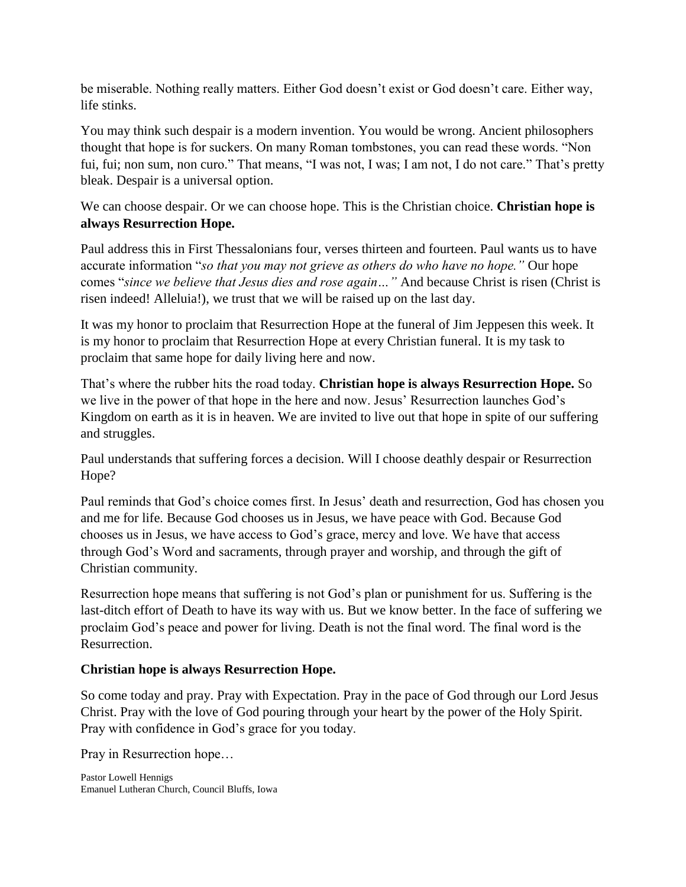be miserable. Nothing really matters. Either God doesn't exist or God doesn't care. Either way, life stinks.

You may think such despair is a modern invention. You would be wrong. Ancient philosophers thought that hope is for suckers. On many Roman tombstones, you can read these words. "Non fui, fui; non sum, non curo." That means, "I was not, I was; I am not, I do not care." That's pretty bleak. Despair is a universal option.

We can choose despair. Or we can choose hope. This is the Christian choice. **Christian hope is always Resurrection Hope.**

Paul address this in First Thessalonians four, verses thirteen and fourteen. Paul wants us to have accurate information "*so that you may not grieve as others do who have no hope.*" Our hope comes "*since we believe that Jesus dies and rose again…*" And because Christ is risen (Christ is risen indeed! Alleluia!), we trust that we will be raised up on the last day.

It was my honor to proclaim that Resurrection Hope at the funeral of Jim Jeppesen this week. It is my honor to proclaim that Resurrection Hope at every Christian funeral. It is my task to proclaim that same hope for daily living here and now.

That's where the rubber hits the road today. **Christian hope is always Resurrection Hope.** So we live in the power of that hope in the here and now. Jesus' Resurrection launches God's Kingdom on earth as it is in heaven. We are invited to live out that hope in spite of our suffering and struggles.

Paul understands that suffering forces a decision. Will I choose deathly despair or Resurrection Hope?

Paul reminds that God's choice comes first. In Jesus' death and resurrection, God has chosen you and me for life. Because God chooses us in Jesus, we have peace with God. Because God chooses us in Jesus, we have access to God's grace, mercy and love. We have that access through God's Word and sacraments, through prayer and worship, and through the gift of Christian community.

Resurrection hope means that suffering is not God's plan or punishment for us. Suffering is the last-ditch effort of Death to have its way with us. But we know better. In the face of suffering we proclaim God's peace and power for living. Death is not the final word. The final word is the Resurrection.

**Christian hope is always Resurrection Hope.**

So come today and pray. Pray with Expectation. Pray in the pace of God through our Lord Jesus Christ. Pray with the love of God pouring through your heart by the power of the Holy Spirit. Pray with confidence in God's grace for you today.

Pray in Resurrection hope…

Pastor Lowell Hennigs
Emanuel Lutheran Church, Council Bluffs, Iowa